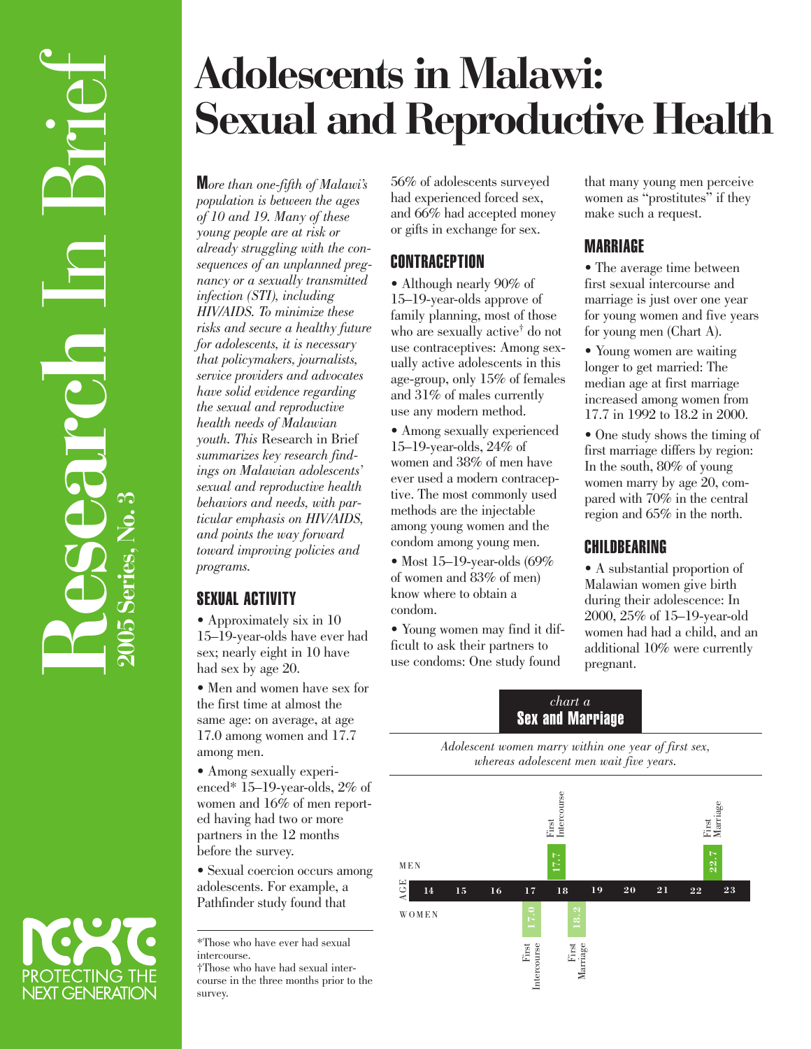# Adolescents in Malawi: Sexual and Reproductive Health

Research In Brief
2005 Series, No. 3

*More than one-fifth of Malawi's population is between the ages of 10 and 19. Many of these young people are at risk or already struggling with the consequences of an unplanned pregnancy or a sexually transmitted infection (STI), including HIV/AIDS. To minimize these risks and secure a healthy future for adolescents, it is necessary that policymakers, journalists, service providers and advocates have solid evidence regarding the sexual and reproductive health needs of Malawian youth. This* Research in Brief *summarizes key research findings on Malawian adolescents' sexual and reproductive health behaviors and needs, with particular emphasis on HIV/AIDS, and points the way forward toward improving policies and programs.*

## SEXUAL ACTIVITY

- Approximately six in 10 15–19-year-olds have ever had sex; nearly eight in 10 have had sex by age 20.
- Men and women have sex for the first time at almost the same age: on average, at age 17.0 among women and 17.7 among men.
- Among sexually experienced* 15–19-year-olds, 2% of women and 16% of men reported having had two or more partners in the 12 months before the survey.
- Sexual coercion occurs among adolescents. For example, a Pathfinder study found that 56% of adolescents surveyed had experienced forced sex, and 66% had accepted money or gifts in exchange for sex.

## CONTRACEPTION

- Although nearly 90% of 15–19-year-olds approve of family planning, most of those who are sexually active† do not use contraceptives: Among sexually active adolescents in this age-group, only 15% of females and 31% of males currently use any modern method.
- Among sexually experienced 15–19-year-olds, 24% of women and 38% of men have ever used a modern contraceptive. The most commonly used methods are the injectable among young women and the condom among young men.
- Most 15–19-year-olds (69% of women and 83% of men) know where to obtain a condom.
- Young women may find it difficult to ask their partners to use condoms: One study found that many young men perceive women as "prostitutes" if they make such a request.

## MARRIAGE

- The average time between first sexual intercourse and marriage is just over one year for young women and five years for young men (Chart A).
- Young women are waiting longer to get married: The median age at first marriage increased among women from 17.7 in 1992 to 18.2 in 2000.
- One study shows the timing of first marriage differs by region: In the south, 80% of young women marry by age 20, compared with 70% in the central region and 65% in the north.

## CHILDBEARING

- A substantial proportion of Malawian women give birth during their adolescence: In 2000, 25% of 15–19-year-old women had had a child, and an additional 10% were currently pregnant.

*chart a*
**Sex and Marriage**

*Adolescent women marry within one year of first sex, whereas adolescent men wait five years.*

| | First Intercourse | First Marriage |
|---|---|---|
| MEN | 17.7 | 22.7 |
| WOMEN | 17.0 | 18.2 |

AGE: 14 15 16 17 18 19 20 21 22 23

*Those who have ever had sexual intercourse.
†Those who have had sexual intercourse in the three months prior to the survey.

PROTECTING THE NEXT GENERATION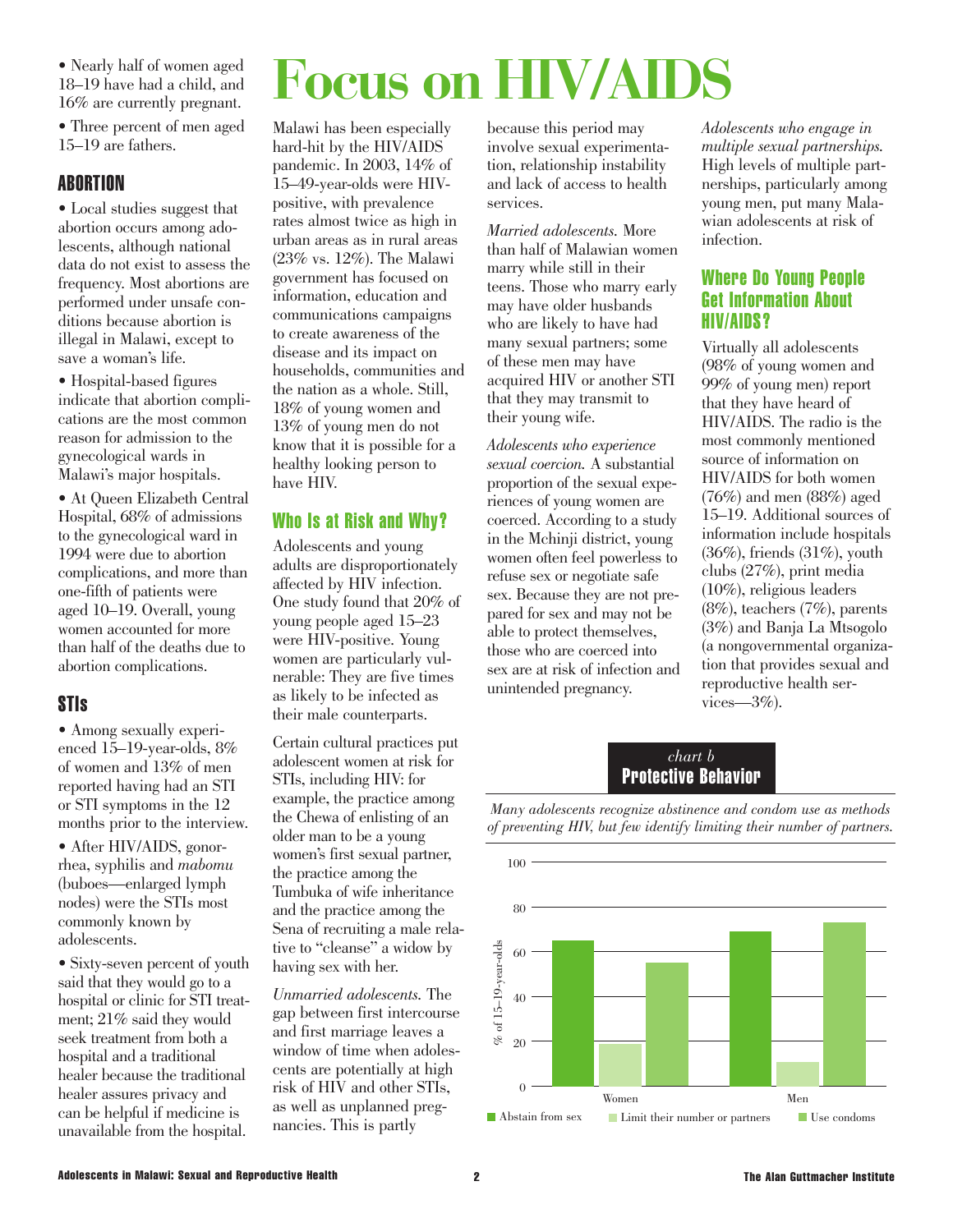- Nearly half of women aged 18–19 have had a child, and 16% are currently pregnant.
- Three percent of men aged 15–19 are fathers.

### ABORTION

- Local studies suggest that abortion occurs among adolescents, although national data do not exist to assess the frequency. Most abortions are performed under unsafe conditions because abortion is illegal in Malawi, except to save a woman's life.
- Hospital-based figures indicate that abortion complications are the most common reason for admission to the gynecological wards in Malawi's major hospitals.
- At Queen Elizabeth Central Hospital, 68% of admissions to the gynecological ward in 1994 were due to abortion complications, and more than one-fifth of patients were aged 10–19. Overall, young women accounted for more than half of the deaths due to abortion complications.

### STIs

- Among sexually experienced 15–19-year-olds, 8% of women and 13% of men reported having had an STI or STI symptoms in the 12 months prior to the interview.
- After HIV/AIDS, gonorrhea, syphilis and *mabomu* (buboes—enlarged lymph nodes) were the STIs most commonly known by adolescents.
- Sixty-seven percent of youth said that they would go to a hospital or clinic for STI treatment; 21% said they would seek treatment from both a hospital and a traditional healer because the traditional healer assures privacy and can be helpful if medicine is unavailable from the hospital.

# Focus on HIV/AIDS

Malawi has been especially hard-hit by the HIV/AIDS pandemic. In 2003, 14% of 15–49-year-olds were HIV-positive, with prevalence rates almost twice as high in urban areas as in rural areas (23% vs. 12%). The Malawi government has focused on information, education and communications campaigns to create awareness of the disease and its impact on households, communities and the nation as a whole. Still, 18% of young women and 13% of young men do not know that it is possible for a healthy looking person to have HIV.

## Who Is at Risk and Why?

Adolescents and young adults are disproportionately affected by HIV infection. One study found that 20% of young people aged 15–23 were HIV-positive. Young women are particularly vulnerable: They are five times as likely to be infected as their male counterparts.

Certain cultural practices put adolescent women at risk for STIs, including HIV: for example, the practice among the Chewa of enlisting of an older man to be a young women's first sexual partner, the practice among the Tumbuka of wife inheritance and the practice among the Sena of recruiting a male relative to "cleanse" a widow by having sex with her.

*Unmarried adolescents.* The gap between first intercourse and first marriage leaves a window of time when adolescents are potentially at high risk of HIV and other STIs, as well as unplanned pregnancies. This is partly because this period may involve sexual experimentation, relationship instability and lack of access to health services.

*Married adolescents.* More than half of Malawian women marry while still in their teens. Those who marry early may have older husbands who are likely to have had many sexual partners; some of these men may have acquired HIV or another STI that they may transmit to their young wife.

*Adolescents who experience sexual coercion.* A substantial proportion of the sexual experiences of young women are coerced. According to a study in the Mchinji district, young women often feel powerless to refuse sex or negotiate safe sex. Because they are not prepared for sex and may not be able to protect themselves, those who are coerced into sex are at risk of infection and unintended pregnancy.

*Adolescents who engage in multiple sexual partnerships.* High levels of multiple partnerships, particularly among young men, put many Malawian adolescents at risk of infection.

## Where Do Young People Get Information About HIV/AIDS?

Virtually all adolescents (98% of young women and 99% of young men) report that they have heard of HIV/AIDS. The radio is the most commonly mentioned source of information on HIV/AIDS for both women (76%) and men (88%) aged 15–19. Additional sources of information include hospitals (36%), friends (31%), youth clubs (27%), print media (10%), religious leaders (8%), teachers (7%), parents (3%) and Banja La Mtsogolo (a nongovernmental organization that provides sexual and reproductive health services—3%).

*chart b*

**Protective Behavior**

*Many adolescents recognize abstinence and condom use as methods of preventing HIV, but few identify limiting their number of partners.*

% of 15–19-year-olds

| | Abstain from sex | Limit their number or partners | Use condoms |
|---|---|---|---|
| Women | 65 | 19 | 55 |
| Men | 69 | 11 | 73 |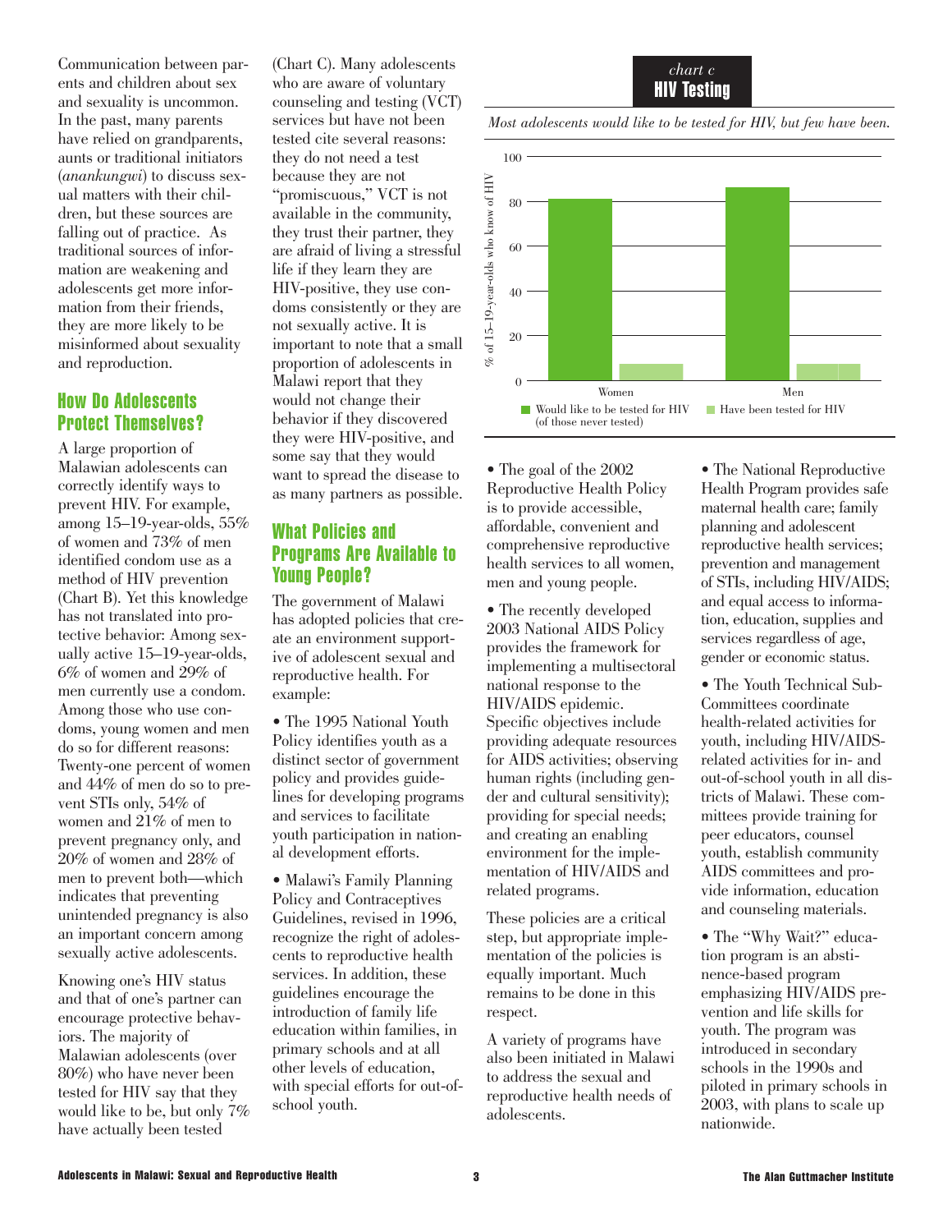Communication between parents and children about sex and sexuality is uncommon. In the past, many parents have relied on grandparents, aunts or traditional initiators (*anankungwi*) to discuss sexual matters with their children, but these sources are falling out of practice. As traditional sources of information are weakening and adolescents get more information from their friends, they are more likely to be misinformed about sexuality and reproduction.

## How Do Adolescents Protect Themselves?

A large proportion of Malawian adolescents can correctly identify ways to prevent HIV. For example, among 15–19-year-olds, 55% of women and 73% of men identified condom use as a method of HIV prevention (Chart B). Yet this knowledge has not translated into protective behavior: Among sexually active 15–19-year-olds, 6% of women and 29% of men currently use a condom. Among those who use condoms, young women and men do so for different reasons: Twenty-one percent of women and 44% of men do so to prevent STIs only, 54% of women and 21% of men to prevent pregnancy only, and 20% of women and 28% of men to prevent both—which indicates that preventing unintended pregnancy is also an important concern among sexually active adolescents.

Knowing one's HIV status and that of one's partner can encourage protective behaviors. The majority of Malawian adolescents (over 80%) who have never been tested for HIV say that they would like to be, but only 7% have actually been tested (Chart C). Many adolescents who are aware of voluntary counseling and testing (VCT) services but have not been tested cite several reasons: they do not need a test because they are not "promiscuous," VCT is not available in the community, they trust their partner, they are afraid of living a stressful life if they learn they are HIV-positive, they use condoms consistently or they are not sexually active. It is important to note that a small proportion of adolescents in Malawi report that they would not change their behavior if they discovered they were HIV-positive, and some say that they would want to spread the disease to as many partners as possible.

## What Policies and Programs Are Available to Young People?

The government of Malawi has adopted policies that create an environment supportive of adolescent sexual and reproductive health. For example:

- The 1995 National Youth Policy identifies youth as a distinct sector of government policy and provides guidelines for developing programs and services to facilitate youth participation in national development efforts.
- Malawi's Family Planning Policy and Contraceptives Guidelines, revised in 1996, recognize the right of adolescents to reproductive health services. In addition, these guidelines encourage the introduction of family life education within families, in primary schools and at all other levels of education, with special efforts for out-of-school youth.
- The goal of the 2002 Reproductive Health Policy is to provide accessible, affordable, convenient and comprehensive reproductive health services to all women, men and young people.
- The recently developed 2003 National AIDS Policy provides the framework for implementing a multisectoral national response to the HIV/AIDS epidemic. Specific objectives include providing adequate resources for AIDS activities; observing human rights (including gender and cultural sensitivity); providing for special needs; and creating an enabling environment for the implementation of HIV/AIDS and related programs.

These policies are a critical step, but appropriate implementation of the policies is equally important. Much remains to be done in this respect.

A variety of programs have also been initiated in Malawi to address the sexual and reproductive health needs of adolescents.

- The National Reproductive Health Program provides safe maternal health care; family planning and adolescent reproductive health services; prevention and management of STIs, including HIV/AIDS; and equal access to information, education, supplies and services regardless of age, gender or economic status.
- The Youth Technical Sub-Committees coordinate health-related activities for youth, including HIV/AIDS-related activities for in- and out-of-school youth in all districts of Malawi. These committees provide training for peer educators, counsel youth, establish community AIDS committees and provide information, education and counseling materials.
- The "Why Wait?" education program is an abstinence-based program emphasizing HIV/AIDS prevention and life skills for youth. The program was introduced in secondary schools in the 1990s and piloted in primary schools in 2003, with plans to scale up nationwide.

*chart c*

**HIV Testing**

*Most adolescents would like to be tested for HIV, but few have been.*

% of 15–19-year-olds who know of HIV

| | Would like to be tested for HIV (of those never tested) | Have been tested for HIV |
|---|---|---|
| Women | ~81 | ~7 |
| Men | ~86 | ~7 |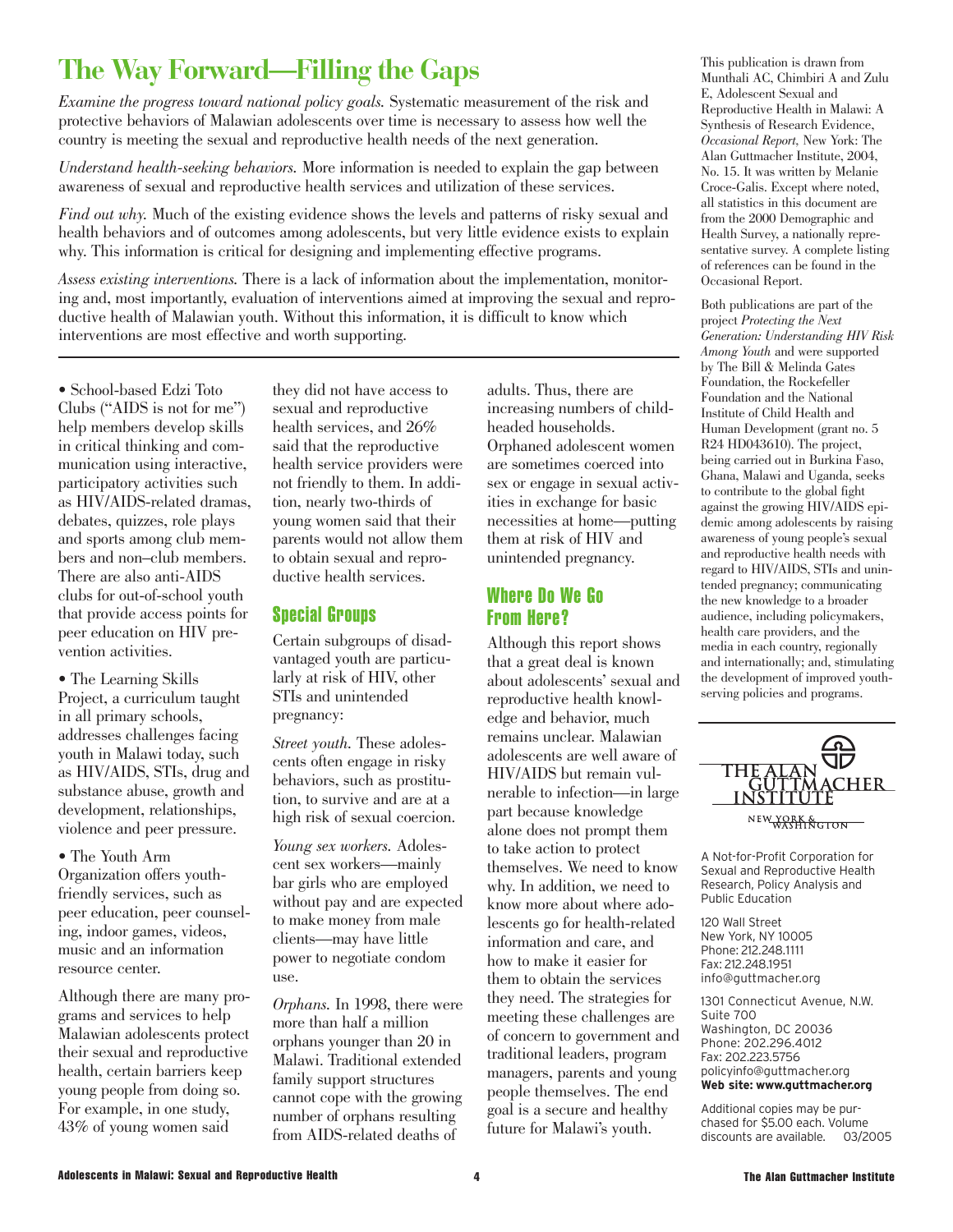# The Way Forward—Filling the Gaps

*Examine the progress toward national policy goals.* Systematic measurement of the risk and protective behaviors of Malawian adolescents over time is necessary to assess how well the country is meeting the sexual and reproductive health needs of the next generation.

*Understand health-seeking behaviors.* More information is needed to explain the gap between awareness of sexual and reproductive health services and utilization of these services.

*Find out why.* Much of the existing evidence shows the levels and patterns of risky sexual and health behaviors and of outcomes among adolescents, but very little evidence exists to explain why. This information is critical for designing and implementing effective programs.

*Assess existing interventions.* There is a lack of information about the implementation, monitoring and, most importantly, evaluation of interventions aimed at improving the sexual and reproductive health of Malawian youth. Without this information, it is difficult to know which interventions are most effective and worth supporting.

---

- School-based Edzi Toto Clubs ("AIDS is not for me") help members develop skills in critical thinking and communication using interactive, participatory activities such as HIV/AIDS-related dramas, debates, quizzes, role plays and sports among club members and non–club members. There are also anti-AIDS clubs for out-of-school youth that provide access points for peer education on HIV prevention activities.
- The Learning Skills Project, a curriculum taught in all primary schools, addresses challenges facing youth in Malawi today, such as HIV/AIDS, STIs, drug and substance abuse, growth and development, relationships, violence and peer pressure.
- The Youth Arm Organization offers youth-friendly services, such as peer education, peer counseling, indoor games, videos, music and an information resource center.

Although there are many programs and services to help Malawian adolescents protect their sexual and reproductive health, certain barriers keep young people from doing so. For example, in one study, 43% of young women said they did not have access to sexual and reproductive health services, and 26% said that the reproductive health service providers were not friendly to them. In addition, nearly two-thirds of young women said that their parents would not allow them to obtain sexual and reproductive health services.

## Special Groups

Certain subgroups of disadvantaged youth are particularly at risk of HIV, other STIs and unintended pregnancy:

*Street youth.* These adolescents often engage in risky behaviors, such as prostitution, to survive and are at a high risk of sexual coercion.

*Young sex workers.* Adolescent sex workers—mainly bar girls who are employed without pay and are expected to make money from male clients—may have little power to negotiate condom use.

*Orphans.* In 1998, there were more than half a million orphans younger than 20 in Malawi. Traditional extended family support structures cannot cope with the growing number of orphans resulting from AIDS-related deaths of adults. Thus, there are increasing numbers of child-headed households. Orphaned adolescent women are sometimes coerced into sex or engage in sexual activities in exchange for basic necessities at home—putting them at risk of HIV and unintended pregnancy.

## Where Do We Go From Here?

Although this report shows that a great deal is known about adolescents' sexual and reproductive health knowledge and behavior, much remains unclear. Malawian adolescents are well aware of HIV/AIDS but remain vulnerable to infection—in large part because knowledge alone does not prompt them to take action to protect themselves. We need to know why. In addition, we need to know more about where adolescents go for health-related information and care, and how to make it easier for them to obtain the services they need. The strategies for meeting these challenges are of concern to government and traditional leaders, program managers, parents and young people themselves. The end goal is a secure and healthy future for Malawi's youth.

---

This publication is drawn from Munthali AC, Chimbiri A and Zulu E, Adolescent Sexual and Reproductive Health in Malawi: A Synthesis of Research Evidence, *Occasional Report,* New York: The Alan Guttmacher Institute, 2004, No. 15. It was written by Melanie Croce-Galis. Except where noted, all statistics in this document are from the 2000 Demographic and Health Survey, a nationally representative survey. A complete listing of references can be found in the Occasional Report.

Both publications are part of the project *Protecting the Next Generation: Understanding HIV Risk Among Youth* and were supported by The Bill & Melinda Gates Foundation, the Rockefeller Foundation and the National Institute of Child Health and Human Development (grant no. 5 R24 HD043610). The project, being carried out in Burkina Faso, Ghana, Malawi and Uganda, seeks to contribute to the global fight against the growing HIV/AIDS epidemic among adolescents by raising awareness of young people's sexual and reproductive health needs with regard to HIV/AIDS, STIs and unintended pregnancy; communicating the new knowledge to a broader audience, including policymakers, health care providers, and the media in each country, regionally and internationally; and, stimulating the development of improved youth-serving policies and programs.

THE ALAN GUTTMACHER INSTITUTE

NEW YORK & WASHINGTON

A Not-for-Profit Corporation for Sexual and Reproductive Health Research, Policy Analysis and Public Education

120 Wall Street
New York, NY 10005
Phone: 212.248.1111
Fax: 212.248.1951
info@guttmacher.org

1301 Connecticut Avenue, N.W.
Suite 700
Washington, DC 20036
Phone: 202.296.4012
Fax: 202.223.5756
policyinfo@guttmacher.org
**Web site: www.guttmacher.org**

Additional copies may be purchased for $5.00 each. Volume discounts are available. 03/2005